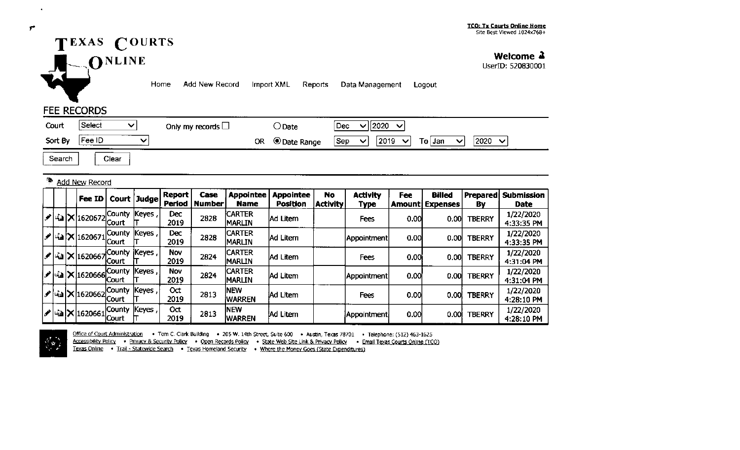TCO: Tx Courts Online Home
Site Best Viewed 1024x768+

# TEXAS COURTS ONLINE

**Welcome**
UserID: 520830001

Home | Add New Record | Import XML | Reports | Data Management | Logout

## FEE RECORDS

Court: Select | Only my records ☐ | ○ Date: Dec 2020
Sort By: Fee ID | OR ◉ Date Range: Sep 2019 To Jan 2020

Search | Clear

Add New Record

| | | | Fee ID | Court | Judge | Report Period | Case Number | Appointee Name | Appointee Position | No Activity | Activity Type | Fee Amount | Billed Expenses | Prepared By | Submission Date |
|---|---|---|---|---|---|---|---|---|---|---|---|---|---|---|---|
| | | X | 1620672 | County Court | Keyes, T | Dec 2019 | 2828 | CARTER MARLIN | Ad Litem | | Fees | 0.00 | 0.00 | TBERRY | 1/22/2020 4:33:35 PM |
| | | X | 1620671 | County Court | Keyes, T | Dec 2019 | 2828 | CARTER MARLIN | Ad Litem | | Appointment | 0.00 | 0.00 | TBERRY | 1/22/2020 4:33:35 PM |
| | | X | 1620667 | County Court | Keyes, T | Nov 2019 | 2824 | CARTER MARLIN | Ad Litem | | Fees | 0.00 | 0.00 | TBERRY | 1/22/2020 4:31:04 PM |
| | | X | 1620666 | County Court | Keyes, T | Nov 2019 | 2824 | CARTER MARLIN | Ad Litem | | Appointment | 0.00 | 0.00 | TBERRY | 1/22/2020 4:31:04 PM |
| | | X | 1620662 | County Court | Keyes, T | Oct 2019 | 2813 | NEW WARREN | Ad Litem | | Fees | 0.00 | 0.00 | TBERRY | 1/22/2020 4:28:10 PM |
| | | X | 1620661 | County Court | Keyes, T | Oct 2019 | 2813 | NEW WARREN | Ad Litem | | Appointment | 0.00 | 0.00 | TBERRY | 1/22/2020 4:28:10 PM |

Office of Court Administration • Tom C. Clark Building • 205 W. 14th Street, Suite 600 • Austin, Texas 78701 • Telephone: (512) 463-1625
Accessibility Policy • Privacy & Security Policy • Open Records Policy • State Web Site Link & Privacy Policy • Email Texas Courts Online (TCO)
Texas Online • Trail - Statewide Search • Texas Homeland Security • Where the Money Goes (State Expenditures)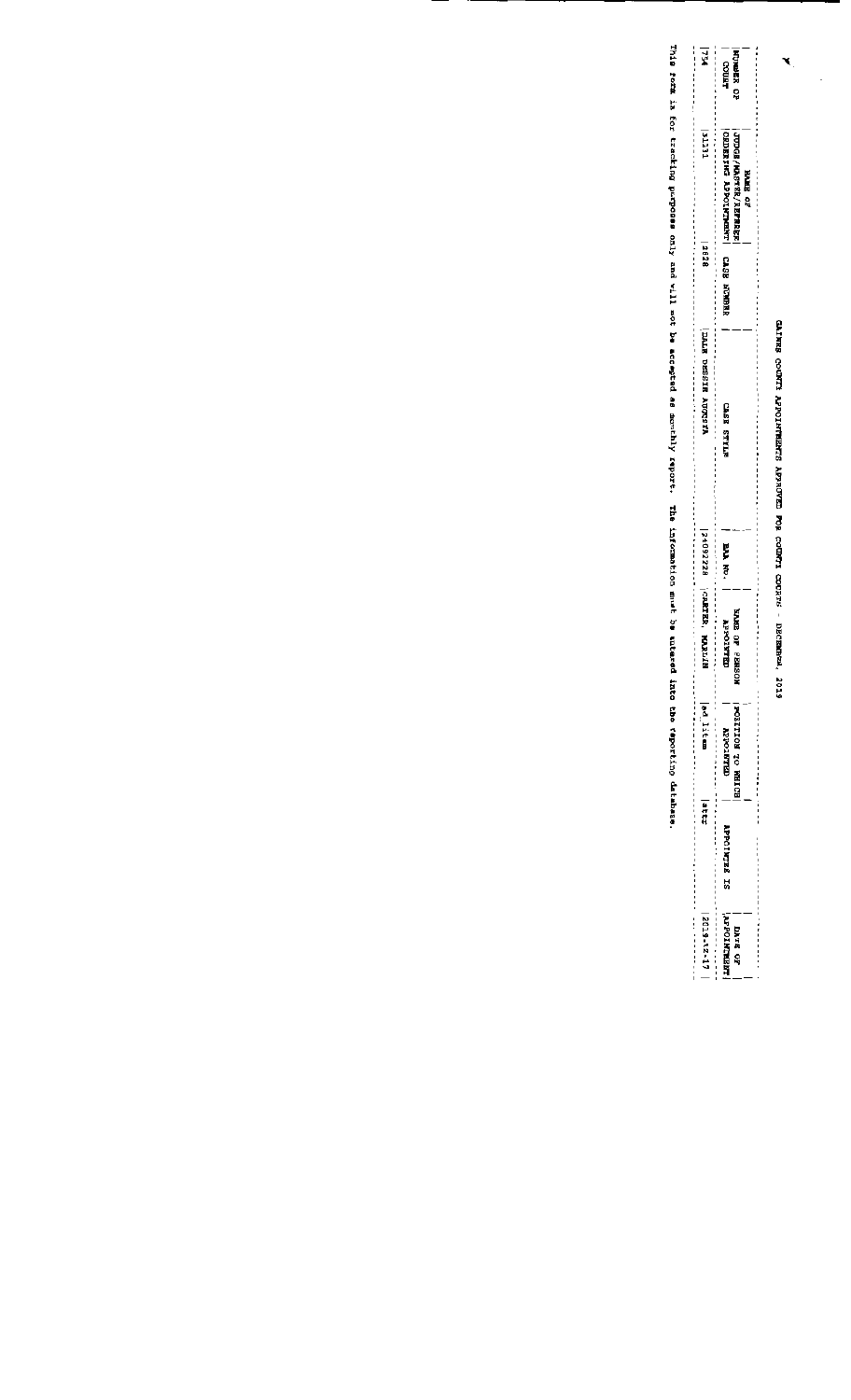# GAINES COUNTY APPOINTMENTS APPROVED FOR COUNTY COURTS - DECEMBER, 2019

| NUMBER OF COURT | NAME OF JUDGE/MASTER/REFEREE ORDERING APPOINTMENT | CASE NUMBER | CASE STYLE | BAR NO. | NAME OF PERSON APPOINTED | POSITION TO WHICH APPOINTED | APPOINTEE IS | DATE OF APPOINTMENT |
|---|---|---|---|---|---|---|---|---|
| 754 | 31231 | 2628 | DALE DESSIN AUGUSTA | 24092228 | CARTER, MARLIN | ad litem | atty | 2019-12-17 |

This form is for tracking purposes only and will not be accepted as monthly report. The information must be entered into the reporting database.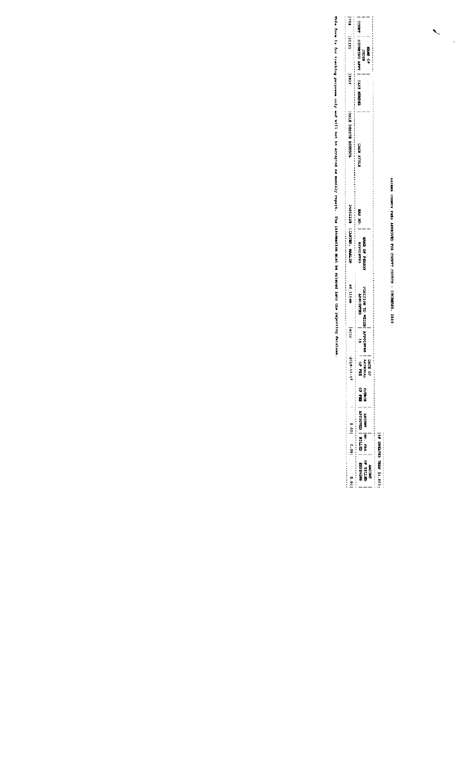# GAINES COUNTY FEES APPROVED FOR COUNTY COURTS - DECEMBER, 2019

| | | | | | | | | | | IF GREATER THAN $1,000: | |
|---|---|---|---|---|---|---|---|---|---|---|---|
| COURT | NAME OF JUDGE ORDERING APPT | CASE NUMBER | CASE STYLE | BAR NO. | NAME OF PERSON APPOINTED | POSITION TO WHICH APPOINTED | APPOINTEE IS | DATE OF APPROVAL OF FEE | SOURCE OF FEE | AMOUNT APPROVED | NO. HRS. BILLED | AMOUNT OF BILLED EXPENSES |
| 754 | 31131 | 2828 | DALE DESSIE ACOSTA | 24092228 | CANTER, MARLIN | ad litem | ACCT | 2019-12-17 | | 0.00 | 0.00 | 0.00 |

This form is for tracking purposes only and will not be accepted as monthly report. The information must be entered into the reporting database.